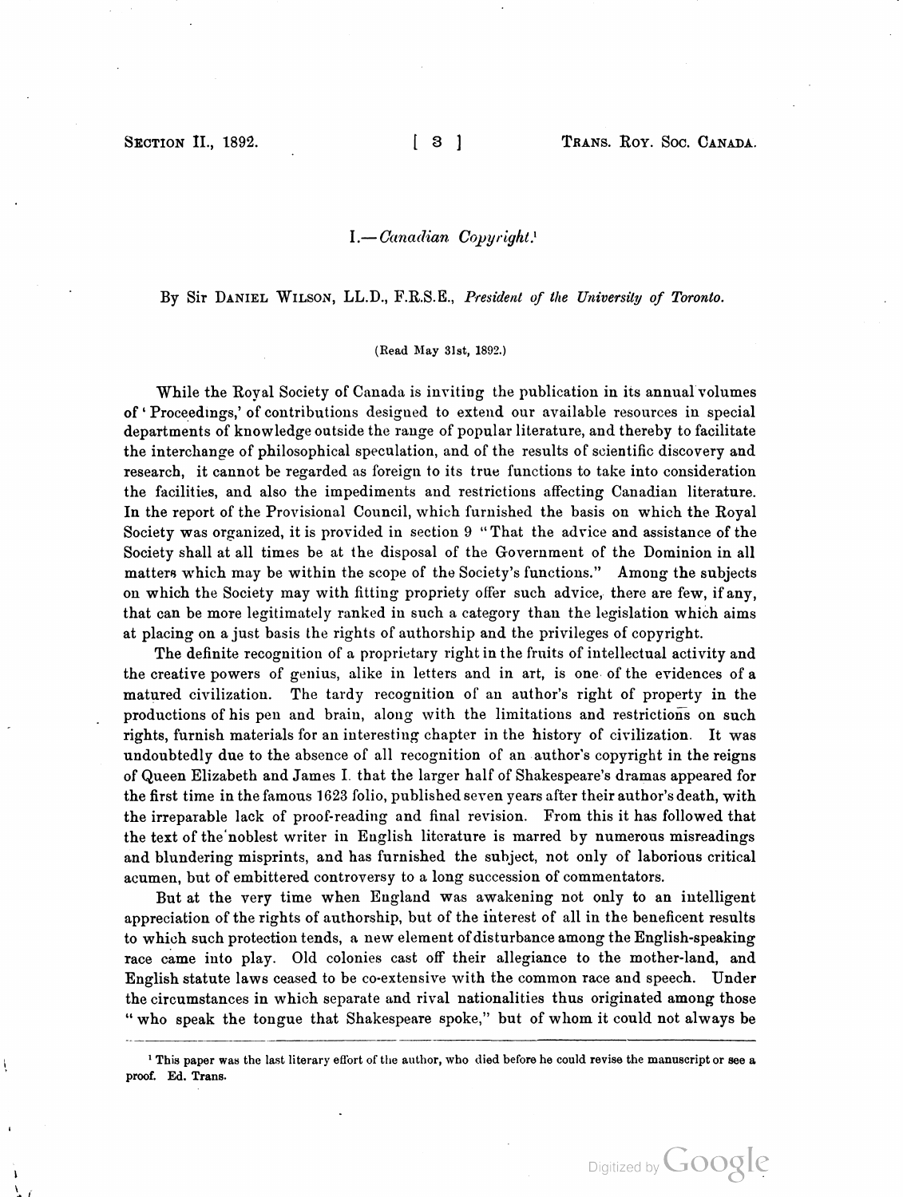## I.—*Canadian Copyright.*[1]

By Sir Daniel Wilson, LL.D., F.R.S.E., *President of the University of Toronto.*

(Read May 31st, 1892.)

While the Royal Society of Canada is inviting the publication in its annual volumes of 'Proceedings,' of contributions designed to extend our available resources in special departments of knowledge outside the range of popular literature, and thereby to facilitate the interchange of philosophical speculation, and of the results of scientific discovery and research, it cannot be regarded as foreign to its true functions to take into consideration the facilities, and also the impediments and restrictions affecting Canadian literature. In the report of the Provisional Council, which furnished the basis on which the Royal Society was organized, it is provided in section 9 "That the advice and assistance of the Society shall at all times be at the disposal of the Government of the Dominion in all matters which may be within the scope of the Society's functions." Among the subjects on which the Society may with fitting propriety offer such advice, there are few, if any, that can be more legitimately ranked in such a category than the legislation which aims at placing on a just basis the rights of authorship and the privileges of copyright.

The definite recognition of a proprietary right in the fruits of intellectual activity and the creative powers of genius, alike in letters and in art, is one of the evidences of a matured civilization. The tardy recognition of an author's right of property in the productions of his pen and brain, along with the limitations and restrictions on such rights, furnish materials for an interesting chapter in the history of civilization. It was undoubtedly due to the absence of all recognition of an author's copyright in the reigns of Queen Elizabeth and James I. that the larger half of Shakespeare's dramas appeared for the first time in the famous 1623 folio, published seven years after their author's death, with the irreparable lack of proof-reading and final revision. From this it has followed that the text of the noblest writer in English literature is marred by numerous misreadings and blundering misprints, and has furnished the subject, not only of laborious critical acumen, but of embittered controversy to a long succession of commentators.

But at the very time when England was awakening not only to an intelligent appreciation of the rights of authorship, but of the interest of all in the beneficent results to which such protection tends, a new element of disturbance among the English-speaking race came into play. Old colonies cast off their allegiance to the mother-land, and English statute laws ceased to be co-extensive with the common race and speech. Under the circumstances in which separate and rival nationalities thus originated among those "who speak the tongue that Shakespeare spoke," but of whom it could not always be

[1] This paper was the last literary effort of the author, who died before he could revise the manuscript or see a proof. Ed. Trans.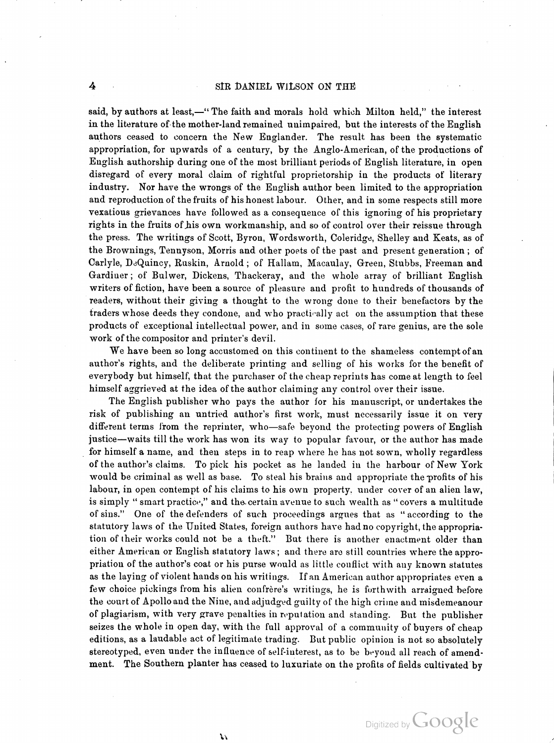said, by authors at least,—"The faith and morals hold which Milton held," the interest in the literature of the mother-land remained unimpaired, but the interests of the English authors ceased to concern the New Englander. The result has been the systematic appropriation, for upwards of a century, by the Anglo-American, of the productions of English authorship during one of the most brilliant periods of English literature, in open disregard of every moral claim of rightful proprietorship in the products of literary industry. Nor have the wrongs of the English author been limited to the appropriation and reproduction of the fruits of his honest labour. Other, and in some respects still more vexatious grievances have followed as a consequence of this ignoring of his proprietary rights in the fruits of his own workmanship, and so of control over their reissue through the press. The writings of Scott, Byron, Wordsworth, Coleridge, Shelley and Keats, as of the Brownings, Tennyson, Morris and other poets of the past and present generation; of Carlyle, DeQuincy, Ruskin, Arnold; of Hallam, Macaulay, Green, Stubbs, Freeman and Gardiner; of Bulwer, Dickens, Thackeray, and the whole array of brilliant English writers of fiction, have been a source of pleasure and profit to hundreds of thousands of readers, without their giving a thought to the wrong done to their benefactors by the traders whose deeds they condone, and who practically act on the assumption that these products of exceptional intellectual power, and in some cases, of rare genius, are the sole work of the compositor and printer's devil.

We have been so long accustomed on this continent to the shameless contempt of an author's rights, and the deliberate printing and selling of his works for the benefit of everybody but himself, that the purchaser of the cheap reprints has come at length to feel himself aggrieved at the idea of the author claiming any control over their issue.

The English publisher who pays the author for his manuscript, or undertakes the risk of publishing an untried author's first work, must necessarily issue it on very different terms from the reprinter, who—safe beyond the protecting powers of English justice—waits till the work has won its way to popular favour, or the author has made for himself a name, and then steps in to reap where he has not sown, wholly regardless of the author's claims. To pick his pocket as he landed in the harbour of New York would be criminal as well as base. To steal his brains and appropriate the profits of his labour, in open contempt of his claims to his own property, under cover of an alien law, is simply "smart practice," and the certain avenue to such wealth as "covers a multitude of sins." One of the defenders of such proceedings argues that as "according to the statutory laws of the United States, foreign authors have had no copyright, the appropriation of their works could not be a theft." But there is another enactment older than either American or English statutory laws; and there are still countries where the appropriation of the author's coat or his purse would as little conflict with any known statutes as the laying of violent hands on his writings. If an American author appropriates even a few choice pickings from his alien confrère's writings, he is forthwith arraigned before the court of Apollo and the Nine, and adjudged guilty of the high crime and misdemeanour of plagiarism, with very grave penalties in reputation and standing. But the publisher seizes the whole in open day, with the full approval of a community of buyers of cheap editions, as a laudable act of legitimate trading. But public opinion is not so absolutely stereotyped, even under the influence of self-interest, as to be beyond all reach of amendment. The Southern planter has ceased to luxuriate on the profits of fields cultivated by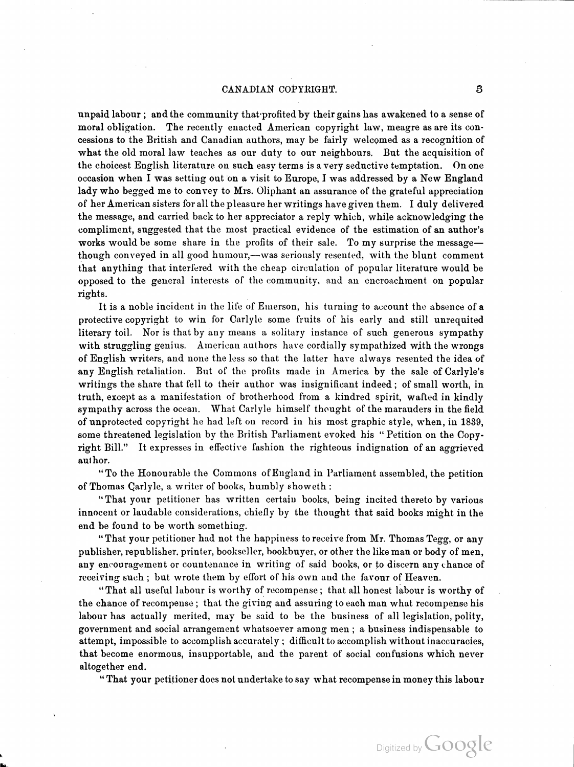unpaid labour ; and the community that profited by their gains has awakened to a sense of moral obligation. The recently enacted American copyright law, meagre as are its concessions to the British and Canadian authors, may be fairly welcomed as a recognition of what the old moral law teaches as our duty to our neighbours. But the acquisition of the choicest English literature on such easy terms is a very seductive temptation. On one occasion when I was setting out on a visit to Europe, I was addressed by a New England lady who begged me to convey to Mrs. Oliphant an assurance of the grateful appreciation of her American sisters for all the pleasure her writings have given them. I duly delivered the message, and carried back to her appreciator a reply which, while acknowledging the compliment, suggested that the most practical evidence of the estimation of an author's works would be some share in the profits of their sale. To my surprise the message—though conveyed in all good humour,—was seriously resented, with the blunt comment that anything that interfered with the cheap circulation of popular literature would be opposed to the general interests of the community, and an encroachment on popular rights.

It is a noble incident in the life of Emerson, his turning to account the absence of a protective copyright to win for Carlyle some fruits of his early and still unrequited literary toil. Nor is that by any means a solitary instance of such generous sympathy with struggling genius. American authors have cordially sympathized with the wrongs of English writers, and none the less so that the latter have always resented the idea of any English retaliation. But of the profits made in America by the sale of Carlyle's writings the share that fell to their author was insignificant indeed ; of small worth, in truth, except as a manifestation of brotherhood from a kindred spirit, wafted in kindly sympathy across the ocean. What Carlyle himself thought of the marauders in the field of unprotected copyright he had left on record in his most graphic style, when, in 1839, some threatened legislation by the British Parliament evoked his "Petition on the Copyright Bill." It expresses in effective fashion the righteous indignation of an aggrieved author.

"To the Honourable the Commons of England in Parliament assembled, the petition of Thomas Carlyle, a writer of books, humbly showeth :

"That your petitioner has written certain books, being incited thereto by various innocent or laudable considerations, chiefly by the thought that said books might in the end be found to be worth something.

"That your petitioner had not the happiness to receive from Mr. Thomas Tegg, or any publisher, republisher, printer, bookseller, bookbuyer, or other the like man or body of men, any encouragement or countenance in writing of said books, or to discern any chance of receiving such ; but wrote them by effort of his own and the favour of Heaven.

"That all useful labour is worthy of recompense ; that all honest labour is worthy of the chance of recompense ; that the giving and assuring to each man what recompense his labour has actually merited, may be said to be the business of all legislation, polity, government and social arrangement whatsoever among men ; a business indispensable to attempt, impossible to accomplish accurately ; difficult to accomplish without inaccuracies, that become enormous, insupportable, and the parent of social confusions which never altogether end.

"That your petitioner does not undertake to say what recompense in money this labour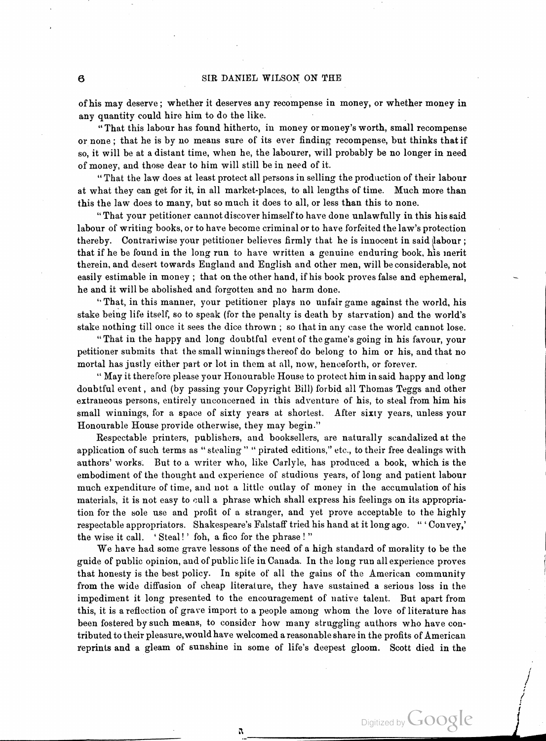of his may deserve; whether it deserves any recompense in money, or whether money in any quantity could hire him to do the like.

"That this labour has found hitherto, in money or money's worth, small recompense or none; that he is by no means sure of its ever finding recompense, but thinks that if so, it will be at a distant time, when he, the labourer, will probably be no longer in need of money, and those dear to him will still be in need of it.

"That the law does at least protect all persons in selling the production of their labour at what they can get for it, in all market-places, to all lengths of time. Much more than this the law does to many, but so much it does to all, or less than this to none.

"That your petitioner cannot discover himself to have done unlawfully in this his said labour of writing books, or to have become criminal or to have forfeited the law's protection thereby. Contrariwise your petitioner believes firmly that he is innocent in said labour; that if he be found in the long run to have written a genuine enduring book, his merit therein, and desert towards England and English and other men, will be considerable, not easily estimable in money; that on the other hand, if his book proves false and ephemeral, he and it will be abolished and forgotten and no harm done.

"That, in this manner, your petitioner plays no unfair game against the world, his stake being life itself, so to speak (for the penalty is death by starvation) and the world's stake nothing till once it sees the dice thrown; so that in any case the world cannot lose.

"That in the happy and long doubtful event of the game's going in his favour, your petitioner submits that the small winnings thereof do belong to him or his, and that no mortal has justly either part or lot in them at all, now, henceforth, or forever.

"May it therefore please your Honourable House to protect him in said happy and long doubtful event, and (by passing your Copyright Bill) forbid all Thomas Teggs and other extraneous persons, entirely unconcerned in this adventure of his, to steal from him his small winnings, for a space of sixty years at shortest. After sixty years, unless your Honourable House provide otherwise, they may begin."

Respectable printers, publishers, and booksellers, are naturally scandalized at the application of such terms as "stealing" "pirated editions," etc., to their free dealings with authors' works. But to a writer who, like Carlyle, has produced a book, which is the embodiment of the thought and experience of studious years, of long and patient labour much expenditure of time, and not a little outlay of money in the accumulation of his materials, it is not easy to cull a phrase which shall express his feelings on its appropriation for the sole use and profit of a stranger, and yet prove acceptable to the highly respectable appropriators. Shakespeare's Falstaff tried his hand at it long ago. "'Convey,' the wise it call. 'Steal!' foh, a fico for the phrase!"

We have had some grave lessons of the need of a high standard of morality to be the guide of public opinion, and of public life in Canada. In the long run all experience proves that honesty is the best policy. In spite of all the gains of the American community from the wide diffusion of cheap literature, they have sustained a serious loss in the impediment it long presented to the encouragement of native talent. But apart from this, it is a reflection of grave import to a people among whom the love of literature has been fostered by such means, to consider how many struggling authors who have contributed to their pleasure, would have welcomed a reasonable share in the profits of American reprints and a gleam of sunshine in some of life's deepest gloom. Scott died in the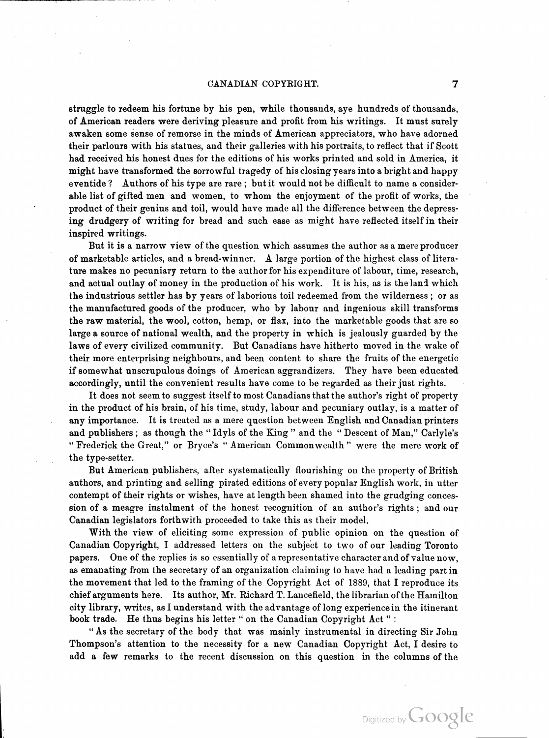struggle to redeem his fortune by his pen, while thousands, aye hundreds of thousands, of American readers were deriving pleasure and profit from his writings. It must surely awaken some sense of remorse in the minds of American appreciators, who have adorned their parlours with his statues, and their galleries with his portraits, to reflect that if Scott had received his honest dues for the editions of his works printed and sold in America, it might have transformed the sorrowful tragedy of his closing years into a bright and happy eventide? Authors of his type are rare; but it would not be difficult to name a considerable list of gifted men and women, to whom the enjoyment of the profit of works, the product of their genius and toil, would have made all the difference between the depressing drudgery of writing for bread and such ease as might have reflected itself in their inspired writings.

But it is a narrow view of the question which assumes the author as a mere producer of marketable articles, and a bread-winner. A large portion of the highest class of literature makes no pecuniary return to the author for his expenditure of labour, time, research, and actual outlay of money in the production of his work. It is his, as is the land which the industrious settler has by years of laborious toil redeemed from the wilderness; or as the manufactured goods of the producer, who by labour and ingenious skill transforms the raw material, the wool, cotton, hemp, or flax, into the marketable goods that are so large a source of national wealth, and the property in which is jealously guarded by the laws of every civilized community. But Canadians have hitherto moved in the wake of their more enterprising neighbours, and been content to share the fruits of the energetic if somewhat unscrupulous doings of American aggrandizers. They have been educated accordingly, until the convenient results have come to be regarded as their just rights.

It does not seem to suggest itself to most Canadians that the author's right of property in the product of his brain, of his time, study, labour and pecuniary outlay, is a matter of any importance. It is treated as a mere question between English and Canadian printers and publishers; as though the "Idyls of the King" and the "Descent of Man," Carlyle's "Frederick the Great," or Bryce's "American Commonwealth" were the mere work of the type-setter.

But American publishers, after systematically flourishing on the property of British authors, and printing and selling pirated editions of every popular English work, in utter contempt of their rights or wishes, have at length been shamed into the grudging concession of a meagre instalment of the honest recognition of an author's rights; and our Canadian legislators forthwith proceeded to take this as their model.

With the view of eliciting some expression of public opinion on the question of Canadian Copyright, I addressed letters on the subject to two of our leading Toronto papers. One of the replies is so essentially of a representative character and of value now, as emanating from the secretary of an organization claiming to have had a leading part in the movement that led to the framing of the Copyright Act of 1889, that I reproduce its chief arguments here. Its author, Mr. Richard T. Lancefield, the librarian of the Hamilton city library, writes, as I understand with the advantage of long experience in the itinerant book trade. He thus begins his letter "on the Canadian Copyright Act":

"As the secretary of the body that was mainly instrumental in directing Sir John Thompson's attention to the necessity for a new Canadian Copyright Act, I desire to add a few remarks to the recent discussion on this question in the columns of the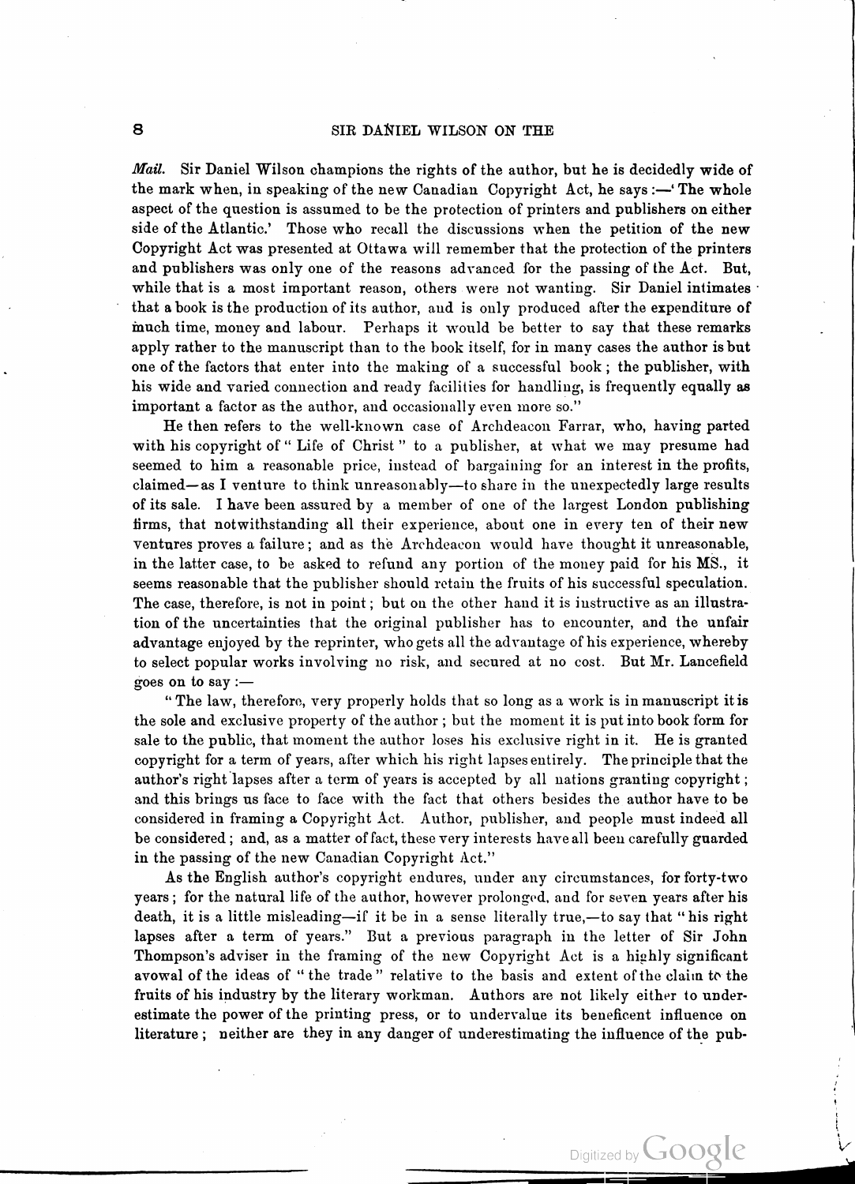*Mail.* Sir Daniel Wilson champions the rights of the author, but he is decidedly wide of the mark when, in speaking of the new Canadian Copyright Act, he says :—'The whole aspect of the question is assumed to be the protection of printers and publishers on either side of the Atlantic.' Those who recall the discussions when the petition of the new Copyright Act was presented at Ottawa will remember that the protection of the printers and publishers was only one of the reasons advanced for the passing of the Act. But, while that is a most important reason, others were not wanting. Sir Daniel intimates that a book is the production of its author, and is only produced after the expenditure of much time, money and labour. Perhaps it would be better to say that these remarks apply rather to the manuscript than to the book itself, for in many cases the author is but one of the factors that enter into the making of a successful book; the publisher, with his wide and varied connection and ready facilities for handling, is frequently equally as important a factor as the author, and occasionally even more so."

He then refers to the well-known case of Archdeacon Farrar, who, having parted with his copyright of "Life of Christ" to a publisher, at what we may presume had seemed to him a reasonable price, instead of bargaining for an interest in the profits, claimed—as I venture to think unreasonably—to share in the unexpectedly large results of its sale. I have been assured by a member of one of the largest London publishing firms, that notwithstanding all their experience, about one in every ten of their new ventures proves a failure; and as the Archdeacon would have thought it unreasonable, in the latter case, to be asked to refund any portion of the money paid for his MS., it seems reasonable that the publisher should retain the fruits of his successful speculation. The case, therefore, is not in point; but on the other hand it is instructive as an illustration of the uncertainties that the original publisher has to encounter, and the unfair advantage enjoyed by the reprinter, who gets all the advantage of his experience, whereby to select popular works involving no risk, and secured at no cost. But Mr. Lancefield goes on to say :—

"The law, therefore, very properly holds that so long as a work is in manuscript it is the sole and exclusive property of the author; but the moment it is put into book form for sale to the public, that moment the author loses his exclusive right in it. He is granted copyright for a term of years, after which his right lapses entirely. The principle that the author's right lapses after a term of years is accepted by all nations granting copyright; and this brings us face to face with the fact that others besides the author have to be considered in framing a Copyright Act. Author, publisher, and people must indeed all be considered; and, as a matter of fact, these very interests have all been carefully guarded in the passing of the new Canadian Copyright Act."

As the English author's copyright endures, under any circumstances, for forty-two years; for the natural life of the author, however prolonged, and for seven years after his death, it is a little misleading—if it be in a sense literally true,—to say that "his right lapses after a term of years." But a previous paragraph in the letter of Sir John Thompson's adviser in the framing of the new Copyright Act is a highly significant avowal of the ideas of "the trade" relative to the basis and extent of the claim to the fruits of his industry by the literary workman. Authors are not likely either to underestimate the power of the printing press, or to undervalue its beneficent influence on literature; neither are they in any danger of underestimating the influence of the pub-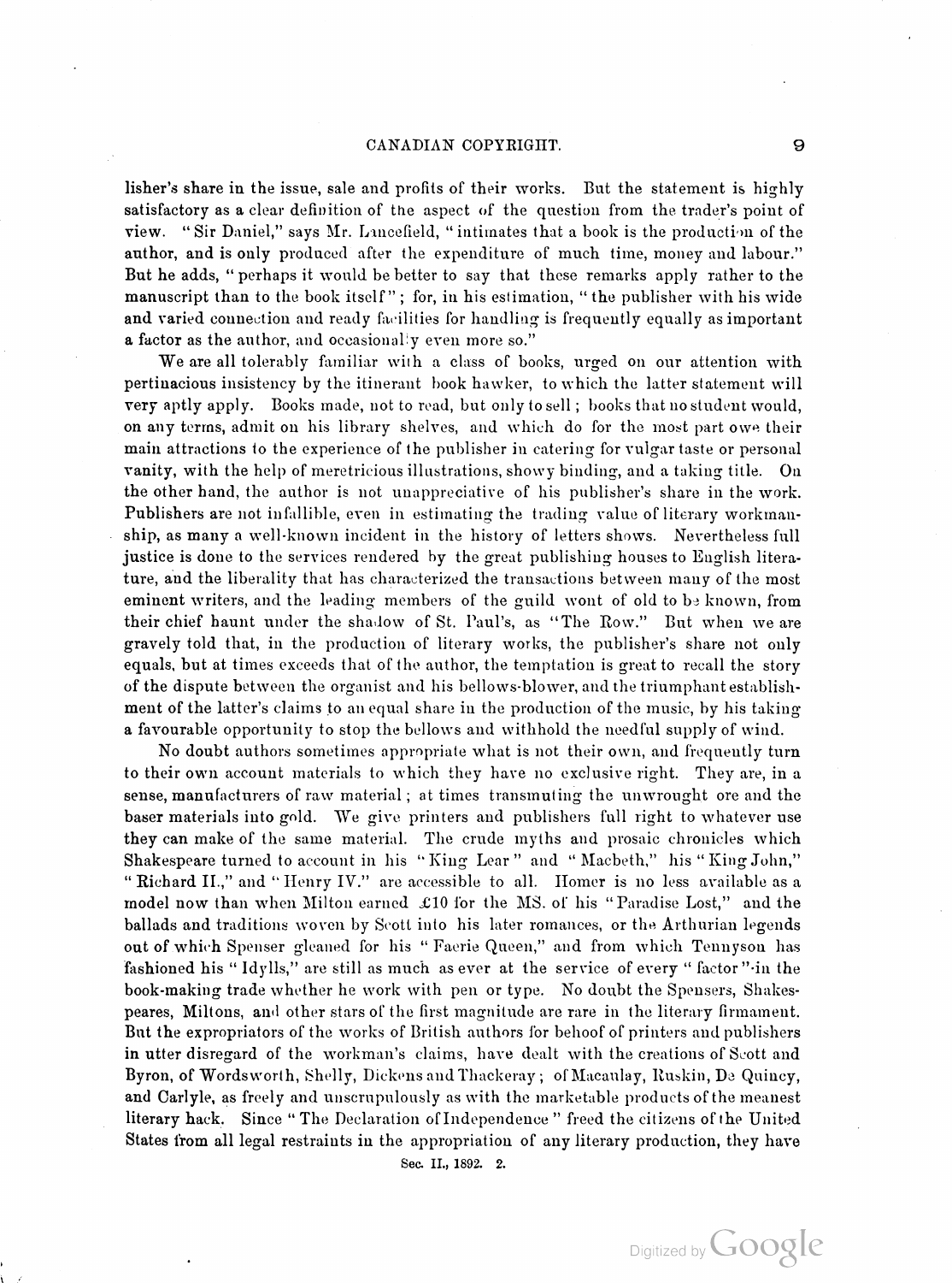lisher's share in the issue, sale and profits of their works. But the statement is highly satisfactory as a clear definition of the aspect of the question from the trader's point of view. "Sir Daniel," says Mr. Lancefield, "intimates that a book is the production of the author, and is only produced after the expenditure of much time, money and labour." But he adds, "perhaps it would be better to say that these remarks apply rather to the manuscript than to the book itself"; for, in his estimation, "the publisher with his wide and varied connection and ready facilities for handling is frequently equally as important a factor as the author, and occasionally even more so."

We are all tolerably familiar with a class of books, urged on our attention with pertinacious insistency by the itinerant book hawker, to which the latter statement will very aptly apply. Books made, not to read, but only to sell; books that no student would, on any terms, admit on his library shelves, and which do for the most part owe their main attractions to the experience of the publisher in catering for vulgar taste or personal vanity, with the help of meretricious illustrations, showy binding, and a taking title. On the other hand, the author is not unappreciative of his publisher's share in the work. Publishers are not infallible, even in estimating the trading value of literary workmanship, as many a well-known incident in the history of letters shows. Nevertheless full justice is done to the services rendered by the great publishing houses to English literature, and the liberality that has characterized the transactions between many of the most eminent writers, and the leading members of the guild wont of old to be known, from their chief haunt under the shadow of St. Paul's, as "The Row." But when we are gravely told that, in the production of literary works, the publisher's share not only equals, but at times exceeds that of the author, the temptation is great to recall the story of the dispute between the organist and his bellows-blower, and the triumphant establishment of the latter's claims to an equal share in the production of the music, by his taking a favourable opportunity to stop the bellows and withhold the needful supply of wind.

No doubt authors sometimes appropriate what is not their own, and frequently turn to their own account materials to which they have no exclusive right. They are, in a sense, manufacturers of raw material; at times transmuting the unwrought ore and the baser materials into gold. We give printers and publishers full right to whatever use they can make of the same material. The crude myths and prosaic chronicles which Shakespeare turned to account in his "King Lear" and "Macbeth," his "King John," "Richard II.," and "Henry IV." are accessible to all. Homer is no less available as a model now than when Milton earned £10 for the MS. of his "Paradise Lost," and the ballads and traditions woven by Scott into his later romances, or the Arthurian legends out of which Spenser gleaned for his "Faerie Queen," and from which Tennyson has fashioned his "Idylls," are still as much as ever at the service of every "factor" in the book-making trade whether he work with pen or type. No doubt the Spensers, Shakespeares, Miltons, and other stars of the first magnitude are rare in the literary firmament. But the expropriators of the works of British authors for behoof of printers and publishers in utter disregard of the workman's claims, have dealt with the creations of Scott and Byron, of Wordsworth, Shelly, Dickens and Thackeray; of Macaulay, Ruskin, De Quincy, and Carlyle, as freely and unscrupulously as with the marketable products of the meanest literary hack. Since "The Declaration of Independence" freed the citizens of the United States from all legal restraints in the appropriation of any literary production, they have

Sec. II., 1892. 2.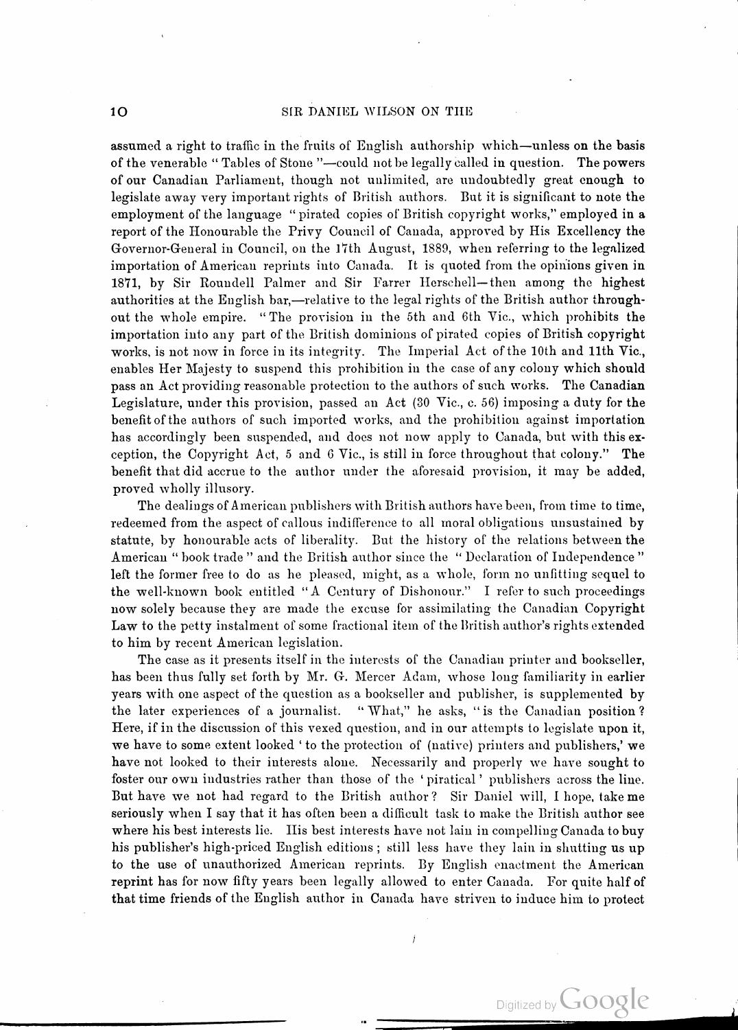assumed a right to traffic in the fruits of English authorship which—unless on the basis of the venerable "Tables of Stone"—could not be legally called in question. The powers of our Canadian Parliament, though not unlimited, are undoubtedly great enough to legislate away very important rights of British authors. But it is significant to note the employment of the language "pirated copies of British copyright works," employed in a report of the Honourable the Privy Council of Canada, approved by His Excellency the Governor-General in Council, on the 17th August, 1889, when referring to the legalized importation of American reprints into Canada. It is quoted from the opinions given in 1871, by Sir Roundell Palmer and Sir Farrer Herschell—then among the highest authorities at the English bar,—relative to the legal rights of the British author throughout the whole empire. "The provision in the 5th and 6th Vic., which prohibits the importation into any part of the British dominions of pirated copies of British copyright works, is not now in force in its integrity. The Imperial Act of the 10th and 11th Vic., enables Her Majesty to suspend this prohibition in the case of any colony which should pass an Act providing reasonable protection to the authors of such works. The Canadian Legislature, under this provision, passed an Act (30 Vic., c. 56) imposing a duty for the benefit of the authors of such imported works, and the prohibition against importation has accordingly been suspended, and does not now apply to Canada, but with this exception, the Copyright Act, 5 and 6 Vic., is still in force throughout that colony." The benefit that did accrue to the author under the aforesaid provision, it may be added, proved wholly illusory.

The dealings of American publishers with British authors have been, from time to time, redeemed from the aspect of callous indifference to all moral obligations unsustained by statute, by honourable acts of liberality. But the history of the relations between the American "book trade" and the British author since the "Declaration of Independence" left the former free to do as he pleased, might, as a whole, form no unfitting sequel to the well-known book entitled "A Century of Dishonour." I refer to such proceedings now solely because they are made the excuse for assimilating the Canadian Copyright Law to the petty instalment of some fractional item of the British author's rights extended to him by recent American legislation.

The case as it presents itself in the interests of the Canadian printer and bookseller, has been thus fully set forth by Mr. G. Mercer Adam, whose long familiarity in earlier years with one aspect of the question as a bookseller and publisher, is supplemented by the later experiences of a journalist. "What," he asks, "is the Canadian position? Here, if in the discussion of this vexed question, and in our attempts to legislate upon it, we have to some extent looked 'to the protection of (native) printers and publishers,' we have not looked to their interests alone. Necessarily and properly we have sought to foster our own industries rather than those of the 'piratical' publishers across the line. But have we not had regard to the British author? Sir Daniel will, I hope, take me seriously when I say that it has often been a difficult task to make the British author see where his best interests lie. His best interests have not lain in compelling Canada to buy his publisher's high-priced English editions; still less have they lain in shutting us up to the use of unauthorized American reprints. By English enactment the American reprint has for now fifty years been legally allowed to enter Canada. For quite half of that time friends of the English author in Canada have striven to induce him to protect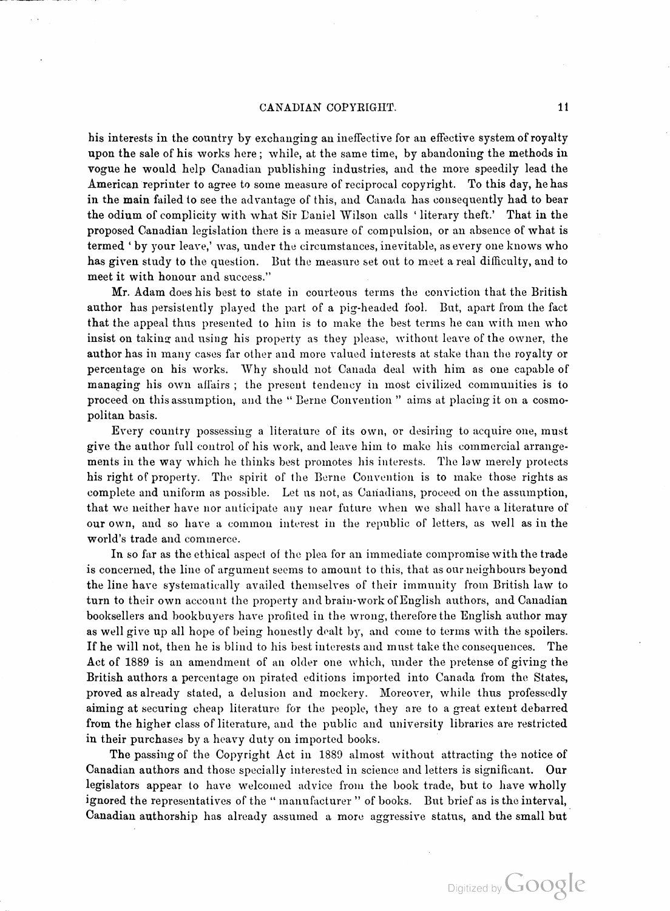his interests in the country by exchanging an ineffective for an effective system of royalty upon the sale of his works here; while, at the same time, by abandoning the methods in vogue he would help Canadian publishing industries, and the more speedily lead the American reprinter to agree to some measure of reciprocal copyright. To this day, he has in the main failed to see the advantage of this, and Canada has consequently had to bear the odium of complicity with what Sir Daniel Wilson calls 'literary theft.' That in the proposed Canadian legislation there is a measure of compulsion, or an absence of what is termed 'by your leave,' was, under the circumstances, inevitable, as every one knows who has given study to the question. But the measure set out to meet a real difficulty, and to meet it with honour and success."

Mr. Adam does his best to state in courteous terms the conviction that the British author has persistently played the part of a pig-headed fool. But, apart from the fact that the appeal thus presented to him is to make the best terms he can with men who insist on taking and using his property as they please, without leave of the owner, the author has in many cases far other and more valued interests at stake than the royalty or percentage on his works. Why should not Canada deal with him as one capable of managing his own affairs; the present tendency in most civilized communities is to proceed on this assumption, and the "Berne Convention" aims at placing it on a cosmopolitan basis.

Every country possessing a literature of its own, or desiring to acquire one, must give the author full control of his work, and leave him to make his commercial arrangements in the way which he thinks best promotes his interests. The law merely protects his right of property. The spirit of the Berne Convention is to make those rights as complete and uniform as possible. Let us not, as Canadians, proceed on the assumption, that we neither have nor anticipate any near future when we shall have a literature of our own, and so have a common interest in the republic of letters, as well as in the world's trade and commerce.

In so far as the ethical aspect of the plea for an immediate compromise with the trade is concerned, the line of argument seems to amount to this, that as our neighbours beyond the line have systematically availed themselves of their immunity from British law to turn to their own account the property and brain-work of English authors, and Canadian booksellers and bookbuyers have profited in the wrong, therefore the English author may as well give up all hope of being honestly dealt by, and come to terms with the spoilers. If he will not, then he is blind to his best interests and must take the consequences. The Act of 1889 is an amendment of an older one which, under the pretense of giving the British authors a percentage on pirated editions imported into Canada from the States, proved as already stated, a delusion and mockery. Moreover, while thus professedly aiming at securing cheap literature for the people, they are to a great extent debarred from the higher class of literature, and the public and university libraries are restricted in their purchases by a heavy duty on imported books.

The passing of the Copyright Act in 1889 almost without attracting the notice of Canadian authors and those specially interested in science and letters is significant. Our legislators appear to have welcomed advice from the book trade, but to have wholly ignored the representatives of the "manufacturer" of books. But brief as is the interval, Canadian authorship has already assumed a more aggressive status, and the small but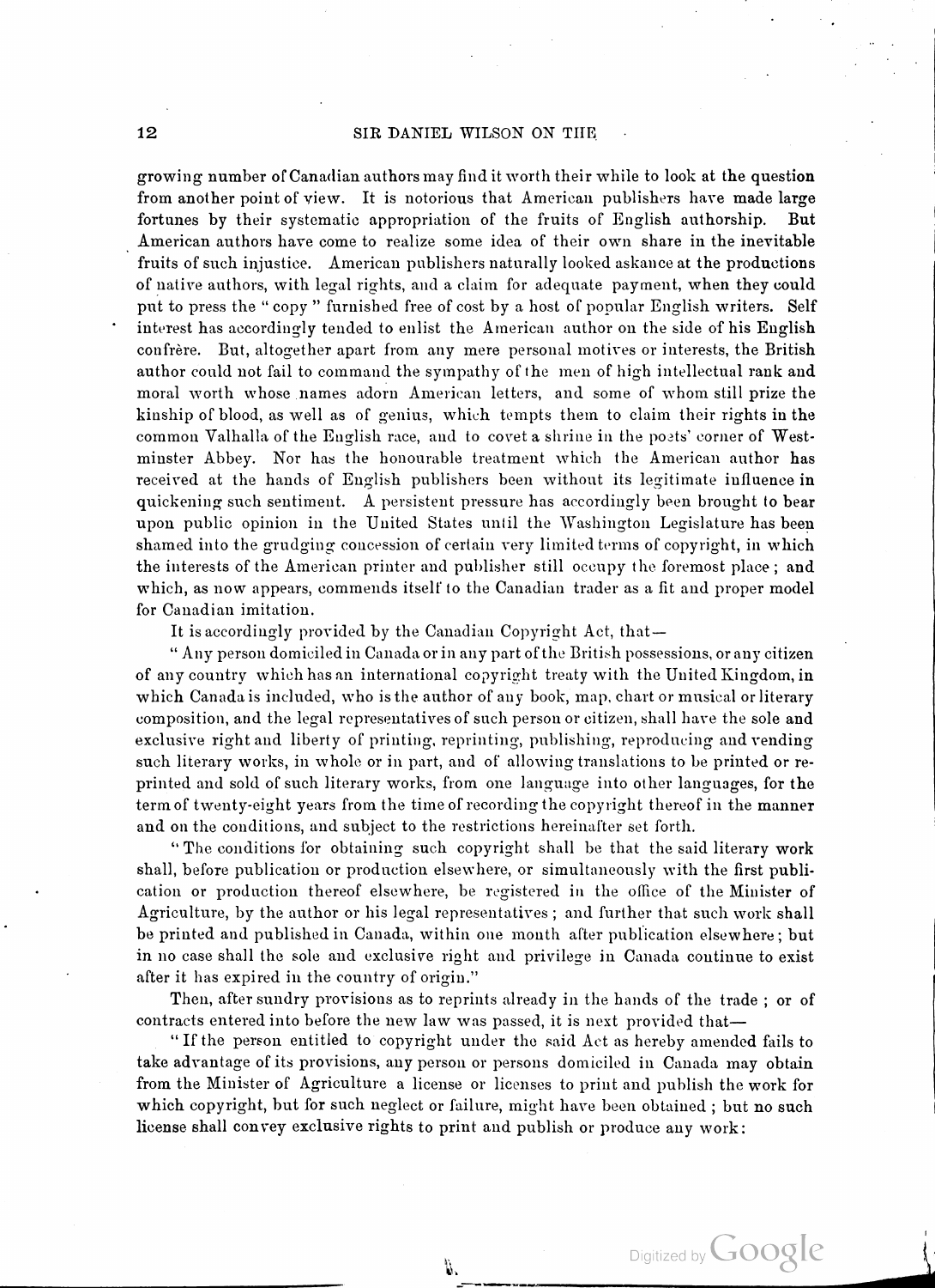growing number of Canadian authors may find it worth their while to look at the question from another point of view. It is notorious that American publishers have made large fortunes by their systematic appropriation of the fruits of English authorship. But American authors have come to realize some idea of their own share in the inevitable fruits of such injustice. American publishers naturally looked askance at the productions of native authors, with legal rights, and a claim for adequate payment, when they could put to press the "copy" furnished free of cost by a host of popular English writers. Self interest has accordingly tended to enlist the American author on the side of his English confrère. But, altogether apart from any mere personal motives or interests, the British author could not fail to command the sympathy of the men of high intellectual rank and moral worth whose names adorn American letters, and some of whom still prize the kinship of blood, as well as of genius, which tempts them to claim their rights in the common Valhalla of the English race, and to covet a shrine in the poets' corner of Westminster Abbey. Nor has the honourable treatment which the American author has received at the hands of English publishers been without its legitimate influence in quickening such sentiment. A persistent pressure has accordingly been brought to bear upon public opinion in the United States until the Washington Legislature has been shamed into the grudging concession of certain very limited terms of copyright, in which the interests of the American printer and publisher still occupy the foremost place; and which, as now appears, commends itself to the Canadian trader as a fit and proper model for Canadian imitation.

It is accordingly provided by the Canadian Copyright Act, that—

"Any person domiciled in Canada or in any part of the British possessions, or any citizen of any country which has an international copyright treaty with the United Kingdom, in which Canada is included, who is the author of any book, map, chart or musical or literary composition, and the legal representatives of such person or citizen, shall have the sole and exclusive right and liberty of printing, reprinting, publishing, reproducing and vending such literary works, in whole or in part, and of allowing translations to be printed or reprinted and sold of such literary works, from one language into other languages, for the term of twenty-eight years from the time of recording the copyright thereof in the manner and on the conditions, and subject to the restrictions hereinafter set forth.

"The conditions for obtaining such copyright shall be that the said literary work shall, before publication or production elsewhere, or simultaneously with the first publication or production thereof elsewhere, be registered in the office of the Minister of Agriculture, by the author or his legal representatives; and further that such work shall be printed and published in Canada, within one month after publication elsewhere; but in no case shall the sole and exclusive right and privilege in Canada continue to exist after it has expired in the country of origin."

Then, after sundry provisions as to reprints already in the hands of the trade; or of contracts entered into before the new law was passed, it is next provided that—

"If the person entitled to copyright under the said Act as hereby amended fails to take advantage of its provisions, any person or persons domiciled in Canada may obtain from the Minister of Agriculture a license or licenses to print and publish the work for which copyright, but for such neglect or failure, might have been obtained; but no such license shall convey exclusive rights to print and publish or produce any work: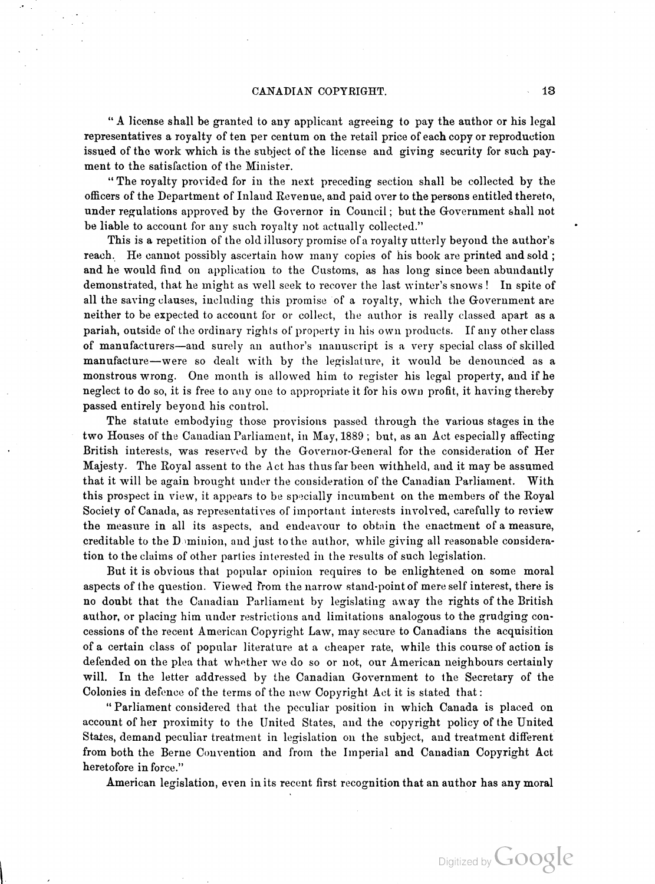"A license shall be granted to any applicant agreeing to pay the author or his legal representatives a royalty of ten per centum on the retail price of each copy or reproduction issued of the work which is the subject of the license and giving security for such payment to the satisfaction of the Minister.

"The royalty provided for in the next preceding section shall be collected by the officers of the Department of Inland Revenue, and paid over to the persons entitled thereto, under regulations approved by the Governor in Council; but the Government shall not be liable to account for any such royalty not actually collected."

This is a repetition of the old illusory promise of a royalty utterly beyond the author's reach. He cannot possibly ascertain how many copies of his book are printed and sold; and he would find on application to the Customs, as has long since been abundantly demonstrated, that he might as well seek to recover the last winter's snows! In spite of all the saving clauses, including this promise of a royalty, which the Government are neither to be expected to account for or collect, the author is really classed apart as a pariah, outside of the ordinary rights of property in his own products. If any other class of manufacturers—and surely an author's manuscript is a very special class of skilled manufacture—were so dealt with by the legislature, it would be denounced as a monstrous wrong. One month is allowed him to register his legal property, and if he neglect to do so, it is free to any one to appropriate it for his own profit, it having thereby passed entirely beyond his control.

The statute embodying those provisions passed through the various stages in the two Houses of the Canadian Parliament, in May, 1889; but, as an Act especially affecting British interests, was reserved by the Governor-General for the consideration of Her Majesty. The Royal assent to the Act has thus far been withheld, and it may be assumed that it will be again brought under the consideration of the Canadian Parliament. With this prospect in view, it appears to be specially incumbent on the members of the Royal Society of Canada, as representatives of important interests involved, carefully to review the measure in all its aspects, and endeavour to obtain the enactment of a measure, creditable to the Dominion, and just to the author, while giving all reasonable consideration to the claims of other parties interested in the results of such legislation.

But it is obvious that popular opinion requires to be enlightened on some moral aspects of the question. Viewed from the narrow stand-point of mere self interest, there is no doubt that the Canadian Parliament by legislating away the rights of the British author, or placing him under restrictions and limitations analogous to the grudging concessions of the recent American Copyright Law, may secure to Canadians the acquisition of a certain class of popular literature at a cheaper rate, while this course of action is defended on the plea that whether we do so or not, our American neighbours certainly will. In the letter addressed by the Canadian Government to the Secretary of the Colonies in defence of the terms of the new Copyright Act it is stated that:

"Parliament considered that the peculiar position in which Canada is placed on account of her proximity to the United States, and the copyright policy of the United States, demand peculiar treatment in legislation on the subject, and treatment different from both the Berne Convention and from the Imperial and Canadian Copyright Act heretofore in force."

American legislation, even in its recent first recognition that an author has any moral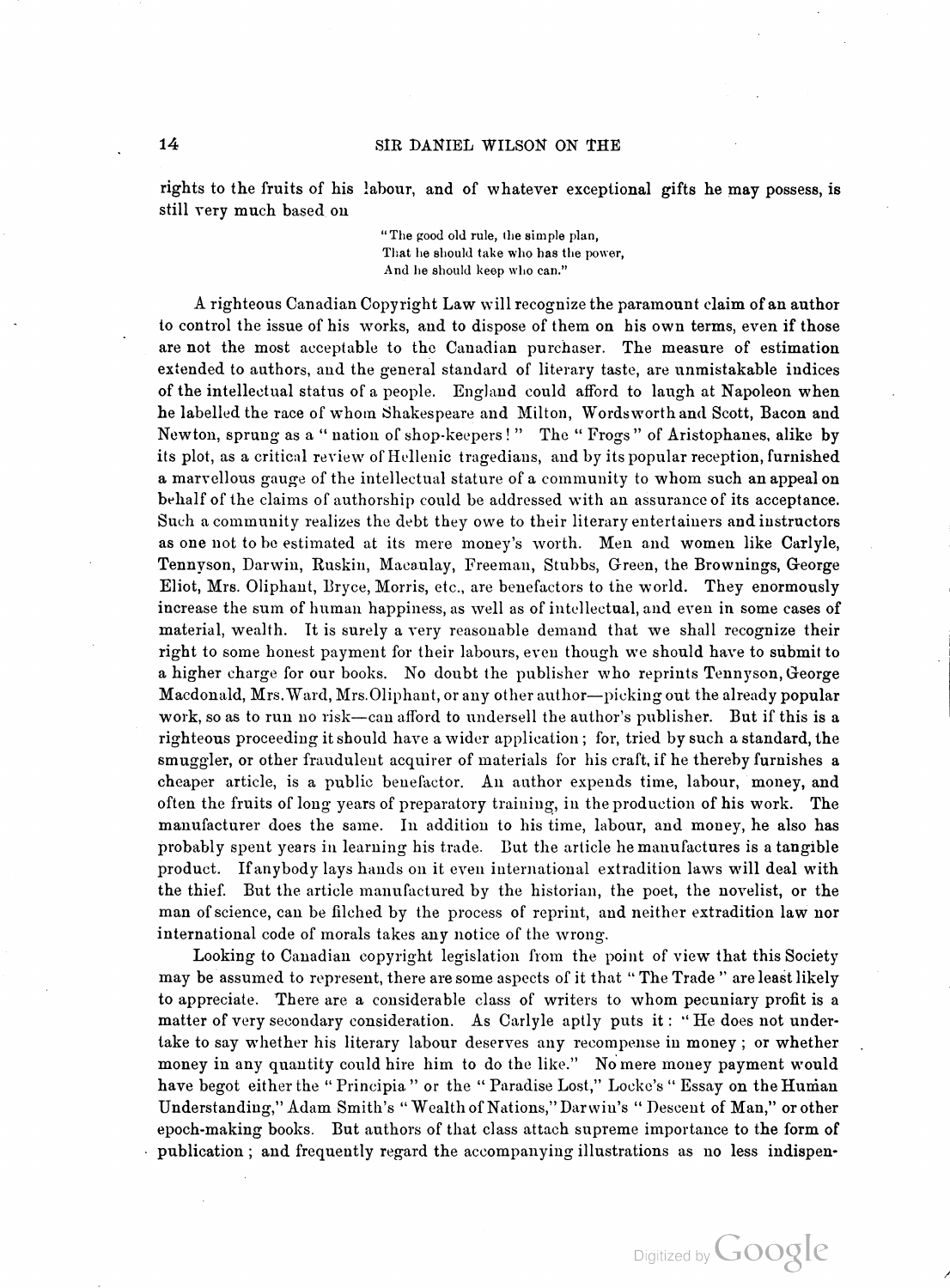rights to the fruits of his labour, and of whatever exceptional gifts he may possess, is still very much based on

> "The good old rule, the simple plan,
> That he should take who has the power,
> And he should keep who can."

A righteous Canadian Copyright Law will recognize the paramount claim of an author to control the issue of his works, and to dispose of them on his own terms, even if those are not the most acceptable to the Canadian purchaser. The measure of estimation extended to authors, and the general standard of literary taste, are unmistakable indices of the intellectual status of a people. England could afford to laugh at Napoleon when he labelled the race of whom Shakespeare and Milton, Wordsworth and Scott, Bacon and Newton, sprung as a "nation of shop-keepers!" The "Frogs" of Aristophanes, alike by its plot, as a critical review of Hellenic tragedians, and by its popular reception, furnished a marvellous gauge of the intellectual stature of a community to whom such an appeal on behalf of the claims of authorship could be addressed with an assurance of its acceptance. Such a community realizes the debt they owe to their literary entertainers and instructors as one not to be estimated at its mere money's worth. Men and women like Carlyle, Tennyson, Darwin, Ruskin, Macaulay, Freeman, Stubbs, Green, the Brownings, George Eliot, Mrs. Oliphant, Bryce, Morris, etc., are benefactors to the world. They enormously increase the sum of human happiness, as well as of intellectual, and even in some cases of material, wealth. It is surely a very reasonable demand that we shall recognize their right to some honest payment for their labours, even though we should have to submit to a higher charge for our books. No doubt the publisher who reprints Tennyson, George Macdonald, Mrs. Ward, Mrs. Oliphant, or any other author—picking out the already popular work, so as to run no risk—can afford to undersell the author's publisher. But if this is a righteous proceeding it should have a wider application; for, tried by such a standard, the smuggler, or other fraudulent acquirer of materials for his craft, if he thereby furnishes a cheaper article, is a public benefactor. An author expends time, labour, money, and often the fruits of long years of preparatory training, in the production of his work. The manufacturer does the same. In addition to his time, labour, and money, he also has probably spent years in learning his trade. But the article he manufactures is a tangible product. If anybody lays hands on it even international extradition laws will deal with the thief. But the article manufactured by the historian, the poet, the novelist, or the man of science, can be filched by the process of reprint, and neither extradition law nor international code of morals takes any notice of the wrong.

Looking to Canadian copyright legislation from the point of view that this Society may be assumed to represent, there are some aspects of it that "The Trade" are least likely to appreciate. There are a considerable class of writers to whom pecuniary profit is a matter of very secondary consideration. As Carlyle aptly puts it: "He does not undertake to say whether his literary labour deserves any recompense in money; or whether money in any quantity could hire him to do the like." No mere money payment would have begot either the "Principia" or the "Paradise Lost," Locke's "Essay on the Human Understanding," Adam Smith's "Wealth of Nations," Darwin's "Descent of Man," or other epoch-making books. But authors of that class attach supreme importance to the form of publication; and frequently regard the accompanying illustrations as no less indispen-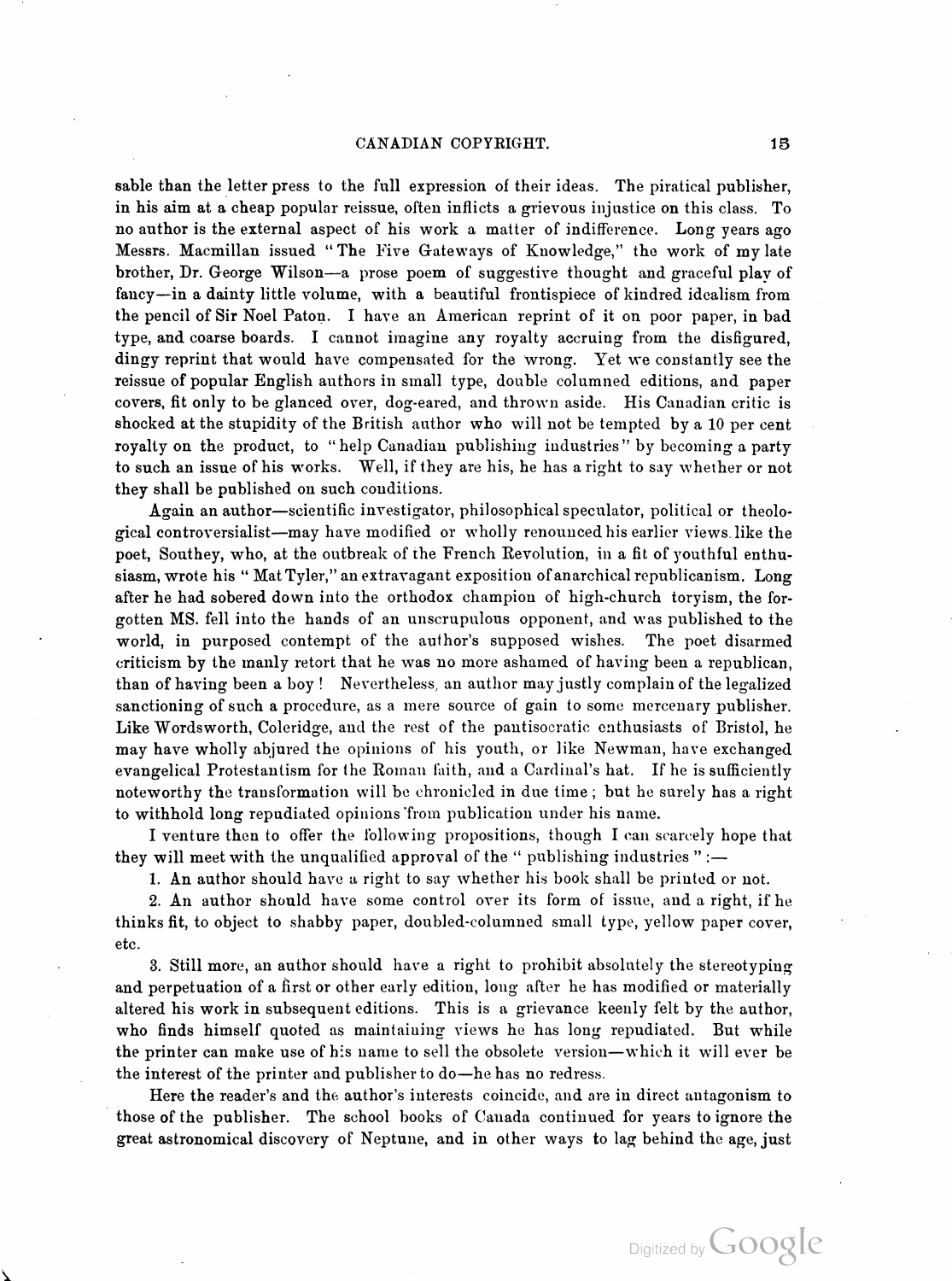sable than the letter press to the full expression of their ideas. The piratical publisher, in his aim at a cheap popular reissue, often inflicts a grievous injustice on this class. To no author is the external aspect of his work a matter of indifference. Long years ago Messrs. Macmillan issued "The Five Gateways of Knowledge," the work of my late brother, Dr. George Wilson—a prose poem of suggestive thought and graceful play of fancy—in a dainty little volume, with a beautiful frontispiece of kindred idealism from the pencil of Sir Noel Paton. I have an American reprint of it on poor paper, in bad type, and coarse boards. I cannot imagine any royalty accruing from the disfigured, dingy reprint that would have compensated for the wrong. Yet we constantly see the reissue of popular English authors in small type, double columned editions, and paper covers, fit only to be glanced over, dog-eared, and thrown aside. His Canadian critic is shocked at the stupidity of the British author who will not be tempted by a 10 per cent royalty on the product, to "help Canadian publishing industries" by becoming a party to such an issue of his works. Well, if they are his, he has a right to say whether or not they shall be published on such conditions.

Again an author—scientific investigator, philosophical speculator, political or theological controversialist—may have modified or wholly renounced his earlier views like the poet, Southey, who, at the outbreak of the French Revolution, in a fit of youthful enthusiasm, wrote his "Mat Tyler," an extravagant exposition of anarchical republicanism. Long after he had sobered down into the orthodox champion of high-church toryism, the forgotten MS. fell into the hands of an unscrupulous opponent, and was published to the world, in purposed contempt of the author's supposed wishes. The poet disarmed criticism by the manly retort that he was no more ashamed of having been a republican, than of having been a boy! Nevertheless, an author may justly complain of the legalized sanctioning of such a procedure, as a mere source of gain to some mercenary publisher. Like Wordsworth, Coleridge, and the rest of the pantisocratic enthusiasts of Bristol, he may have wholly abjured the opinions of his youth, or like Newman, have exchanged evangelical Protestantism for the Roman faith, and a Cardinal's hat. If he is sufficiently noteworthy the transformation will be chronicled in due time; but he surely has a right to withhold long repudiated opinions from publication under his name.

I venture then to offer the following propositions, though I can scarcely hope that they will meet with the unqualified approval of the "publishing industries":—

1. An author should have a right to say whether his book shall be printed or not.

2. An author should have some control over its form of issue, and a right, if he thinks fit, to object to shabby paper, doubled-columned small type, yellow paper cover, etc.

3. Still more, an author should have a right to prohibit absolutely the stereotyping and perpetuation of a first or other early edition, long after he has modified or materially altered his work in subsequent editions. This is a grievance keenly felt by the author, who finds himself quoted as maintaining views he has long repudiated. But while the printer can make use of his name to sell the obsolete version—which it will ever be the interest of the printer and publisher to do—he has no redress.

Here the reader's and the author's interests coincide, and are in direct antagonism to those of the publisher. The school books of Canada continued for years to ignore the great astronomical discovery of Neptune, and in other ways to lag behind the age, just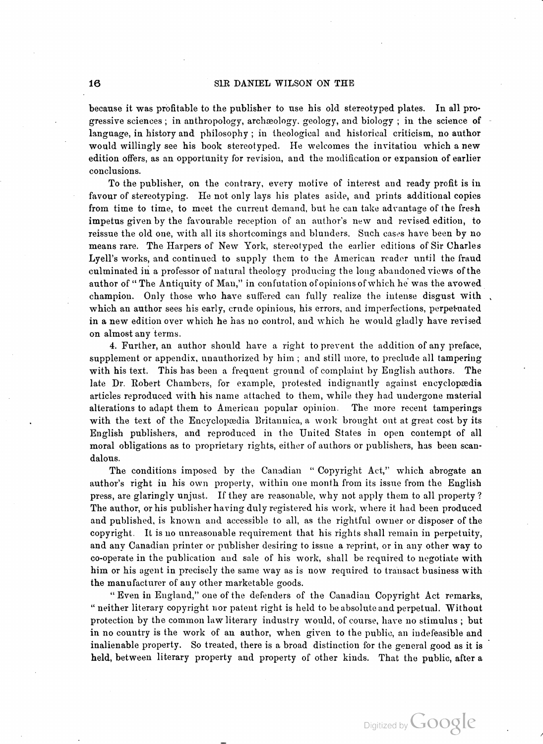because it was profitable to the publisher to use his old stereotyped plates. In all progressive sciences; in anthropology, archæology, geology, and biology; in the science of language, in history and philosophy; in theological and historical criticism, no author would willingly see his book stereotyped. He welcomes the invitation which a new edition offers, as an opportunity for revision, and the modification or expansion of earlier conclusions.

To the publisher, on the contrary, every motive of interest and ready profit is in favour of stereotyping. He not only lays his plates aside, and prints additional copies from time to time, to meet the current demand, but he can take advantage of the fresh impetus given by the favourable reception of an author's new and revised edition, to reissue the old one, with all its shortcomings and blunders. Such cases have been by no means rare. The Harpers of New York, stereotyped the earlier editions of Sir Charles Lyell's works, and continued to supply them to the American reader until the fraud culminated in a professor of natural theology producing the long abandoned views of the author of "The Antiquity of Man," in confutation of opinions of which he was the avowed champion. Only those who have suffered can fully realize the intense disgust with which an author sees his early, crude opinions, his errors, and imperfections, perpetuated in a new edition over which he has no control, and which he would gladly have revised on almost any terms.

4. Further, an author should have a right to prevent the addition of any preface, supplement or appendix, unauthorized by him; and still more, to preclude all tampering with his text. This has been a frequent ground of complaint by English authors. The late Dr. Robert Chambers, for example, protested indignantly against encyclopædia articles reproduced with his name attached to them, while they had undergone material alterations to adapt them to American popular opinion. The more recent tamperings with the text of the Encyclopædia Britannica, a work brought out at great cost by its English publishers, and reproduced in the United States in open contempt of all moral obligations as to proprietary rights, either of authors or publishers, has been scandalous.

The conditions imposed by the Canadian "Copyright Act," which abrogate an author's right in his own property, within one month from its issue from the English press, are glaringly unjust. If they are reasonable, why not apply them to all property? The author, or his publisher having duly registered his work, where it had been produced and published, is known and accessible to all, as the rightful owner or disposer of the copyright. It is no unreasonable requirement that his rights shall remain in perpetuity, and any Canadian printer or publisher desiring to issue a reprint, or in any other way to co-operate in the publication and sale of his work, shall be required to negotiate with him or his agent in precisely the same way as is now required to transact business with the manufacturer of any other marketable goods.

"Even in England," one of the defenders of the Canadian Copyright Act remarks, "neither literary copyright nor patent right is held to be absolute and perpetual. Without protection by the common law literary industry would, of course, have no stimulus; but in no country is the work of an author, when given to the public, an indefeasible and inalienable property. So treated, there is a broad distinction for the general good as it is held, between literary property and property of other kinds. That the public, after a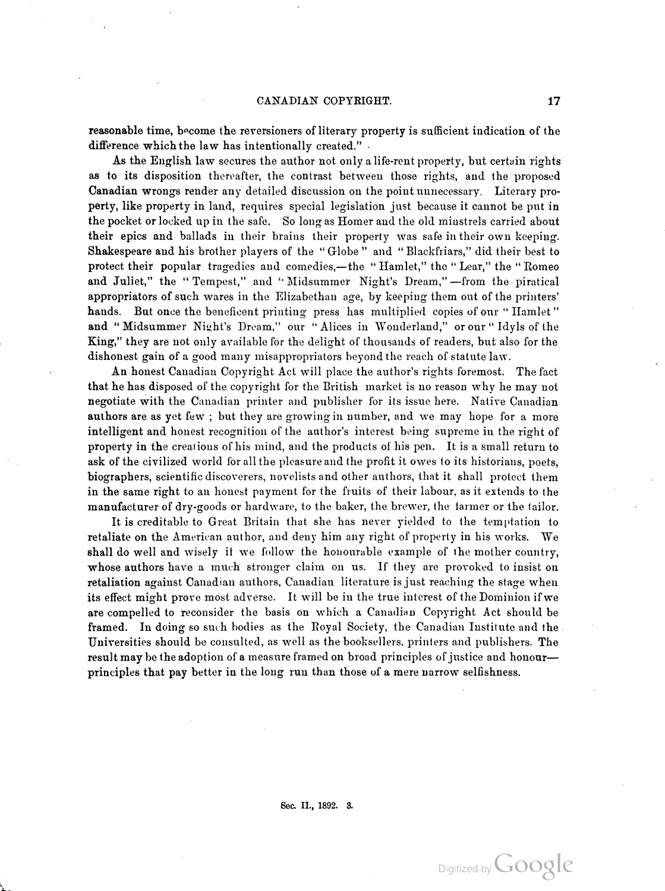reasonable time, become the reversioners of literary property is sufficient indication of the difference which the law has intentionally created."

As the English law secures the author not only a life-rent property, but certain rights as to its disposition thereafter, the contrast between those rights, and the proposed Canadian wrongs render any detailed discussion on the point unnecessary. Literary property, like property in land, requires special legislation just because it cannot be put in the pocket or locked up in the safe. So long as Homer and the old minstrels carried about their epics and ballads in their brains their property was safe in their own keeping. Shakespeare and his brother players of the "Globe" and "Blackfriars," did their best to protect their popular tragedies and comedies,—the "Hamlet," the "Lear," the "Romeo and Juliet," the "Tempest," and "Midsummer Night's Dream,"—from the piratical appropriators of such wares in the Elizabethan age, by keeping them out of the printers' hands. But once the beneficent printing press has multiplied copies of our "Hamlet" and "Midsummer Night's Dream," our "Alices in Wonderland," or our "Idyls of the King," they are not only available for the delight of thousands of readers, but also for the dishonest gain of a good many misappropriators beyond the reach of statute law.

An honest Canadian Copyright Act will place the author's rights foremost. The fact that he has disposed of the copyright for the British market is no reason why he may not negotiate with the Canadian printer and publisher for its issue here. Native Canadian authors are as yet few; but they are growing in number, and we may hope for a more intelligent and honest recognition of the author's interest being supreme in the right of property in the creations of his mind, and the products of his pen. It is a small return to ask of the civilized world for all the pleasure and the profit it owes to its historians, poets, biographers, scientific discoverers, novelists and other authors, that it shall protect them in the same right to an honest payment for the fruits of their labour, as it extends to the manufacturer of dry-goods or hardware, to the baker, the brewer, the farmer or the tailor.

It is creditable to Great Britain that she has never yielded to the temptation to retaliate on the American author, and deny him any right of property in his works. We shall do well and wisely if we follow the honourable example of the mother country, whose authors have a much stronger claim on us. If they are provoked to insist on retaliation against Canadian authors, Canadian literature is just reaching the stage when its effect might prove most adverse. It will be in the true interest of the Dominion if we are compelled to reconsider the basis on which a Canadian Copyright Act should be framed. In doing so such bodies as the Royal Society, the Canadian Institute and the Universities should be consulted, as well as the booksellers, printers and publishers. The result may be the adoption of a measure framed on broad principles of justice and honour—principles that pay better in the long run than those of a mere narrow selfishness.